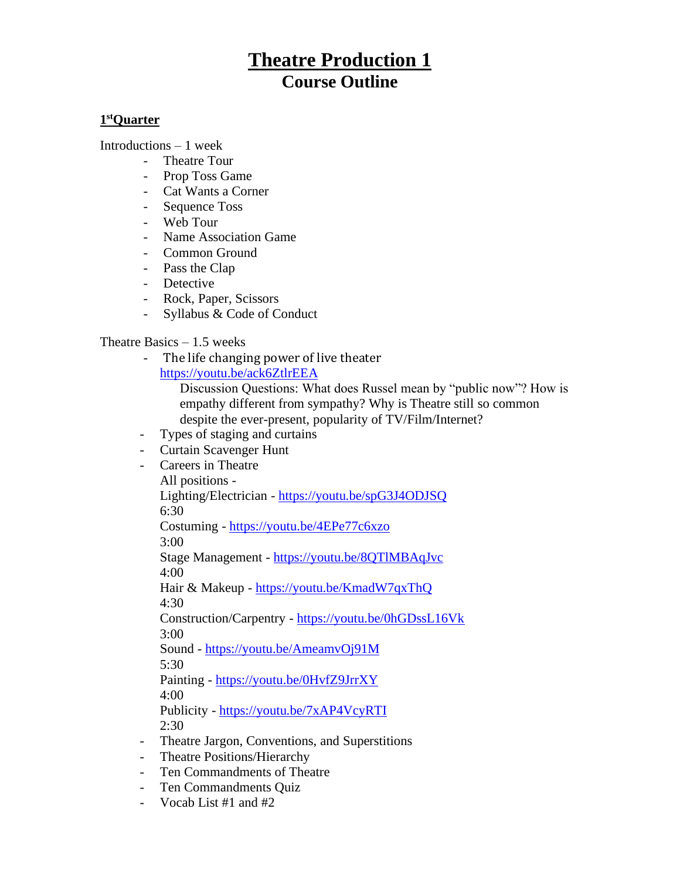# Theatre Production 1

## Course Outline

### 1st Quarter

Introductions – 1 week

- Theatre Tour
- Prop Toss Game
- Cat Wants a Corner
- Sequence Toss
- Web Tour
- Name Association Game
- Common Ground
- Pass the Clap
- Detective
- Rock, Paper, Scissors
- Syllabus & Code of Conduct

Theatre Basics – 1.5 weeks

- The life changing power of live theater
  https://youtu.be/ack6ZtlrEEA
  Discussion Questions: What does Russel mean by "public now"? How is empathy different from sympathy? Why is Theatre still so common despite the ever-present, popularity of TV/Film/Internet?
- Types of staging and curtains
- Curtain Scavenger Hunt
- Careers in Theatre
  All positions -
  Lighting/Electrician - https://youtu.be/spG3J4ODJSQ
  6:30
  Costuming - https://youtu.be/4EPe77c6xzo
  3:00
  Stage Management - https://youtu.be/8QTlMBAqJvc
  4:00
  Hair & Makeup - https://youtu.be/KmadW7qxThQ
  4:30
  Construction/Carpentry - https://youtu.be/0hGDssL16Vk
  3:00
  Sound - https://youtu.be/AmeamvOj91M
  5:30
  Painting - https://youtu.be/0HvfZ9JrrXY
  4:00
  Publicity - https://youtu.be/7xAP4VcyRTI
  2:30
- Theatre Jargon, Conventions, and Superstitions
- Theatre Positions/Hierarchy
- Ten Commandments of Theatre
- Ten Commandments Quiz
- Vocab List #1 and #2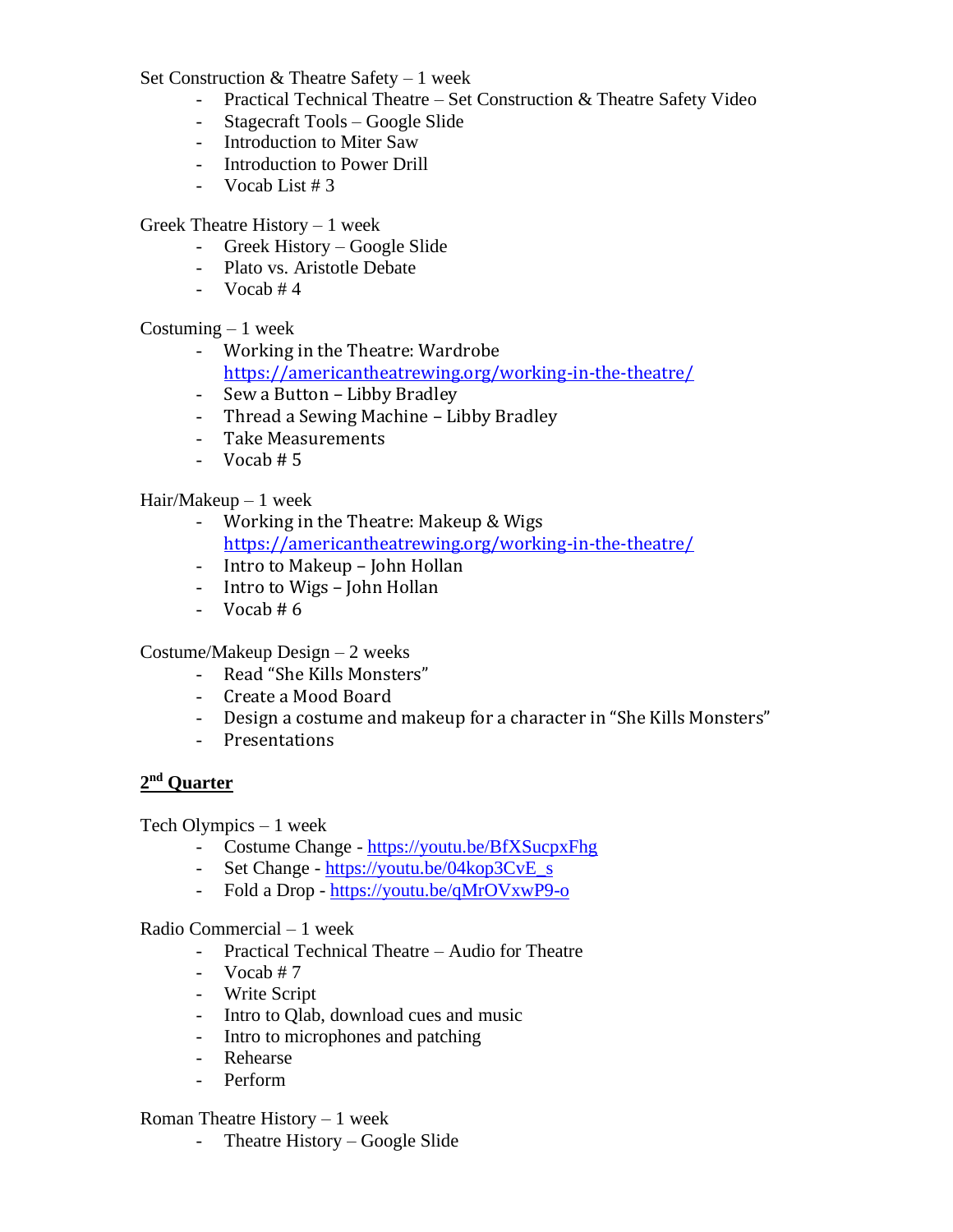Set Construction & Theatre Safety – 1 week

- Practical Technical Theatre – Set Construction & Theatre Safety Video
- Stagecraft Tools – Google Slide
- Introduction to Miter Saw
- Introduction to Power Drill
- Vocab List # 3

Greek Theatre History – 1 week

- Greek History – Google Slide
- Plato vs. Aristotle Debate
- Vocab # 4

Costuming – 1 week

- Working in the Theatre: Wardrobe
  https://americantheatrewing.org/working-in-the-theatre/
- Sew a Button – Libby Bradley
- Thread a Sewing Machine – Libby Bradley
- Take Measurements
- Vocab # 5

Hair/Makeup – 1 week

- Working in the Theatre: Makeup & Wigs
  https://americantheatrewing.org/working-in-the-theatre/
- Intro to Makeup – John Hollan
- Intro to Wigs – John Hollan
- Vocab # 6

Costume/Makeup Design – 2 weeks

- Read "She Kills Monsters"
- Create a Mood Board
- Design a costume and makeup for a character in "She Kills Monsters"
- Presentations

## 2nd Quarter

Tech Olympics – 1 week

- Costume Change - https://youtu.be/BfXSucpxFhg
- Set Change - https://youtu.be/04kop3CvE_s
- Fold a Drop - https://youtu.be/qMrOVxwP9-o

Radio Commercial – 1 week

- Practical Technical Theatre – Audio for Theatre
- Vocab # 7
- Write Script
- Intro to Qlab, download cues and music
- Intro to microphones and patching
- Rehearse
- Perform

Roman Theatre History – 1 week

- Theatre History – Google Slide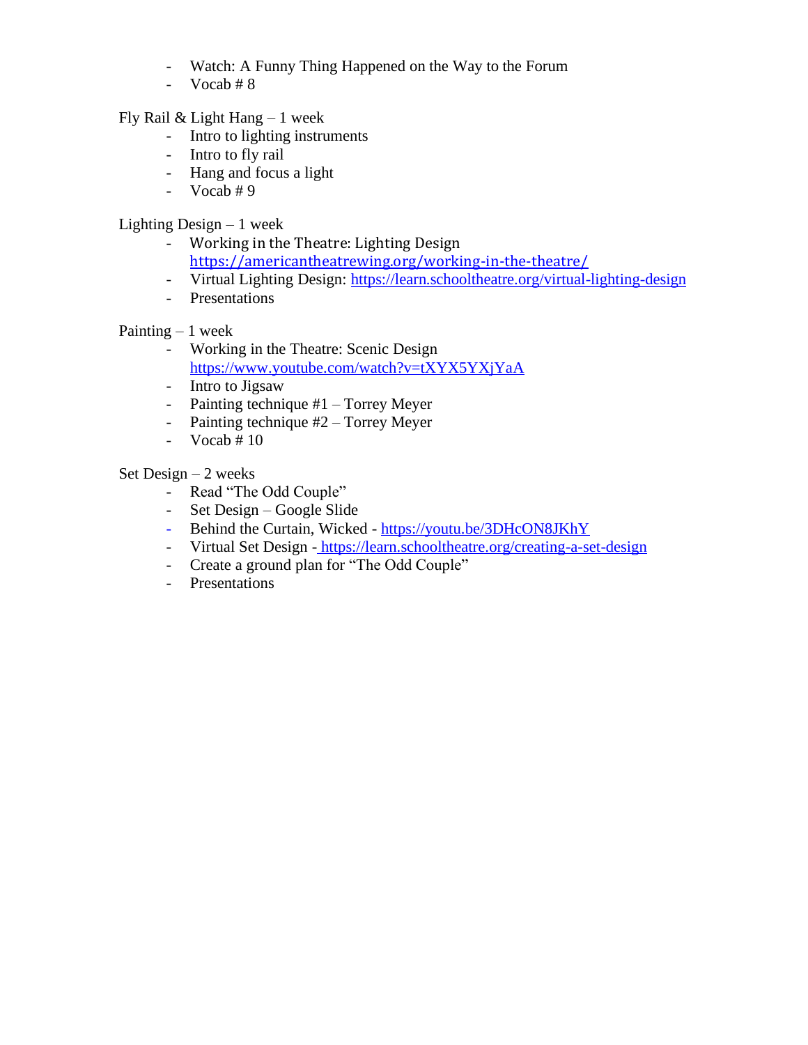- Watch: A Funny Thing Happened on the Way to the Forum
- Vocab # 8

Fly Rail & Light Hang – 1 week

- Intro to lighting instruments
- Intro to fly rail
- Hang and focus a light
- Vocab # 9

Lighting Design – 1 week

- Working in the Theatre: Lighting Design https://americantheatrewing.org/working-in-the-theatre/
- Virtual Lighting Design: https://learn.schooltheatre.org/virtual-lighting-design
- Presentations

Painting – 1 week

- Working in the Theatre: Scenic Design https://www.youtube.com/watch?v=tXYX5YXjYaA
- Intro to Jigsaw
- Painting technique #1 – Torrey Meyer
- Painting technique #2 – Torrey Meyer
- Vocab # 10

Set Design – 2 weeks

- Read "The Odd Couple"
- Set Design – Google Slide
- Behind the Curtain, Wicked - https://youtu.be/3DHcON8JKhY
- Virtual Set Design - https://learn.schooltheatre.org/creating-a-set-design
- Create a ground plan for "The Odd Couple"
- Presentations